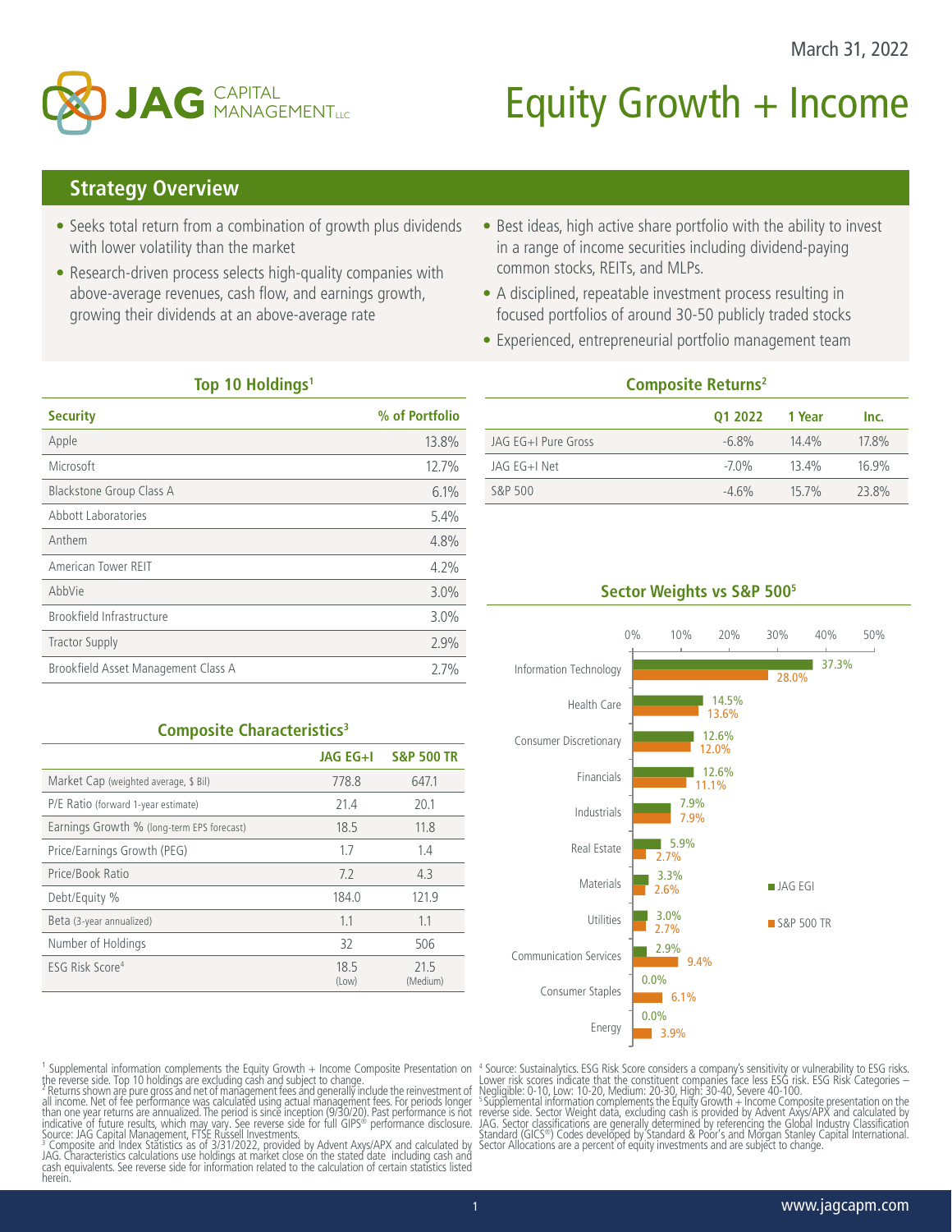March 31, 2022

# JAG CAPITAL MANAGEMENT LLC

# Equity Growth + Income

## Strategy Overview

- Seeks total return from a combination of growth plus dividends with lower volatility than the market
- Research-driven process selects high-quality companies with above-average revenues, cash flow, and earnings growth, growing their dividends at an above-average rate
- Best ideas, high active share portfolio with the ability to invest in a range of income securities including dividend-paying common stocks, REITs, and MLPs.
- A disciplined, repeatable investment process resulting in focused portfolios of around 30-50 publicly traded stocks
- Experienced, entrepreneurial portfolio management team

### Top 10 Holdings[1]

| Security | % of Portfolio |
|---|---|
| Apple | 13.8% |
| Microsoft | 12.7% |
| Blackstone Group Class A | 6.1% |
| Abbott Laboratories | 5.4% |
| Anthem | 4.8% |
| American Tower REIT | 4.2% |
| AbbVie | 3.0% |
| Brookfield Infrastructure | 3.0% |
| Tractor Supply | 2.9% |
| Brookfield Asset Management Class A | 2.7% |

### Composite Returns[2]

| | Q1 2022 | 1 Year | Inc. |
|---|---|---|---|
| JAG EG+I Pure Gross | -6.8% | 14.4% | 17.8% |
| JAG EG+I Net | -7.0% | 13.4% | 16.9% |
| S&P 500 | -4.6% | 15.7% | 23.8% |

### Composite Characteristics[3]

| | JAG EG+I | S&P 500 TR |
|---|---|---|
| Market Cap (weighted average, $ Bil) | 778.8 | 647.1 |
| P/E Ratio (forward 1-year estimate) | 21.4 | 20.1 |
| Earnings Growth % (long-term EPS forecast) | 18.5 | 11.8 |
| Price/Earnings Growth (PEG) | 1.7 | 1.4 |
| Price/Book Ratio | 7.2 | 4.3 |
| Debt/Equity % | 184.0 | 121.9 |
| Beta (3-year annualized) | 1.1 | 1.1 |
| Number of Holdings | 32 | 506 |
| ESG Risk Score[4] | 18.5 (Low) | 21.5 (Medium) |

### Sector Weights vs S&P 500[5]

| Sector | JAG EGI | S&P 500 TR |
|---|---|---|
| Information Technology | 37.3% | 28.0% |
| Health Care | 14.5% | 13.6% |
| Consumer Discretionary | 12.6% | 12.0% |
| Financials | 12.6% | 11.1% |
| Industrials | 7.9% | 7.9% |
| Real Estate | 5.9% | 2.7% |
| Materials | 3.3% | 2.6% |
| Utilities | 3.0% | 2.7% |
| Communication Services | 2.9% | 9.4% |
| Consumer Staples | 0.0% | 6.1% |
| Energy | 0.0% | 3.9% |

[1] Supplemental information complements the Equity Growth + Income Composite Presentation on the reverse side. Top 10 holdings are excluding cash and subject to change.
[2] Returns shown are pure gross and net of management fees and generally include the reinvestment of all income. Net of fee performance was calculated using actual management fees. For periods longer than one year returns are annualized. The period is since inception (9/30/20). Past performance is not indicative of future results, which may vary. See reverse side for full GIPS® performance disclosure. Source: JAG Capital Management, FTSE Russell Investments.
[3] Composite and Index Statistics as of 3/31/2022, provided by Advent Axys/APX and calculated by JAG. Characteristics calculations use holdings at market close on the stated date including cash and cash equivalents. See reverse side for information related to the calculation of certain statistics listed herein.
[4] Source: Sustainalytics. ESG Risk Score considers a company's sensitivity or vulnerability to ESG risks. Lower risk scores indicate that the constituent companies face less ESG risk. ESG Risk Categories – Negligible: 0-10, Low: 10-20, Medium: 20-30, High: 30-40, Severe 40-100.
[5] Supplemental information complements the Equity Growth + Income Composite presentation on the reverse side. Sector Weight data, excluding cash is provided by Advent Axys/APX and calculated by JAG. Sector classifications are generally determined by referencing the Global Industry Classification Standard (GICS®) Codes developed by Standard & Poor's and Morgan Stanley Capital International. Sector Allocations are a percent of equity investments and are subject to change.

www.jagcapm.com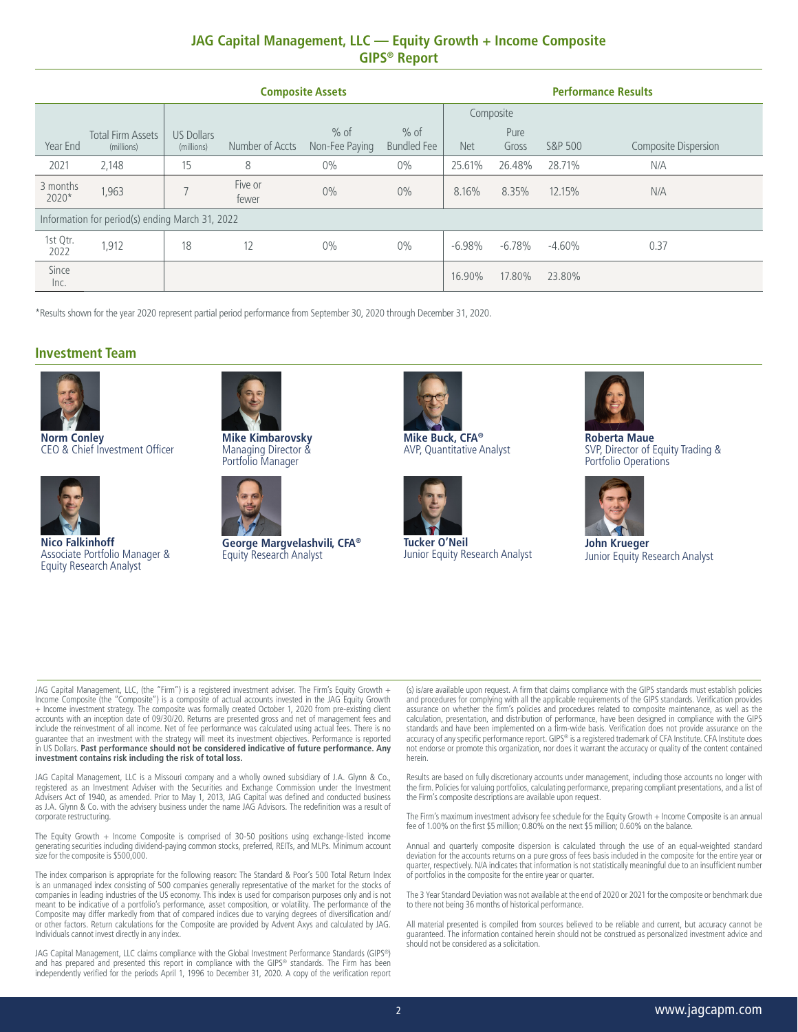# JAG Capital Management, LLC — Equity Growth + Income Composite
## GIPS® Report

| | Composite Assets | | | | | Performance Results | | | |
|---|---|---|---|---|---|---|---|---|---|
| | | | | | | Composite | | | |
| Year End | Total Firm Assets (millions) | US Dollars (millions) | Number of Accts | % of Non-Fee Paying | % of Bundled Fee | Net | Pure Gross | S&P 500 | Composite Dispersion |
| 2021 | 2,148 | 15 | 8 | 0% | 0% | 25.61% | 26.48% | 28.71% | N/A |
| 3 months 2020* | 1,963 | 7 | Five or fewer | 0% | 0% | 8.16% | 8.35% | 12.15% | N/A |
| Information for period(s) ending March 31, 2022 | | | | | | | | | |
| 1st Qtr. 2022 | 1,912 | 18 | 12 | 0% | 0% | -6.98% | -6.78% | -4.60% | 0.37 |
| Since Inc. | | | | | | 16.90% | 17.80% | 23.80% | |

*Results shown for the year 2020 represent partial period performance from September 30, 2020 through December 31, 2020.

## Investment Team

**Norm Conley**
CEO & Chief Investment Officer

**Mike Kimbarovsky**
Managing Director & Portfolio Manager

**Mike Buck, CFA®**
AVP, Quantitative Analyst

**Roberta Maue**
SVP, Director of Equity Trading & Portfolio Operations

**Nico Falkinhoff**
Associate Portfolio Manager & Equity Research Analyst

**George Margvelashvili, CFA®**
Equity Research Analyst

**Tucker O'Neil**
Junior Equity Research Analyst

**John Krueger**
Junior Equity Research Analyst

JAG Capital Management, LLC, (the "Firm") is a registered investment adviser. The Firm's Equity Growth + Income Composite (the "Composite") is a composite of actual accounts invested in the JAG Equity Growth + Income investment strategy. The composite was formally created October 1, 2020 from pre-existing client accounts with an inception date of 09/30/20. Returns are presented gross and net of management fees and include the reinvestment of all income. Net of fee performance was calculated using actual fees. There is no guarantee that an investment with the strategy will meet its investment objectives. Performance is reported in US Dollars. **Past performance should not be considered indicative of future performance. Any investment contains risk including the risk of total loss.**

JAG Capital Management, LLC is a Missouri company and a wholly owned subsidiary of J.A. Glynn & Co., registered as an Investment Adviser with the Securities and Exchange Commission under the Investment Advisers Act of 1940, as amended. Prior to May 1, 2013, JAG Capital was defined and conducted business as J.A. Glynn & Co. with the advisory business under the name JAG Advisors. The redefinition was a result of corporate restructuring.

The Equity Growth + Income Composite is comprised of 30-50 positions using exchange-listed income generating securities including dividend-paying common stocks, preferred, REITs, and MLPs. Minimum account size for the composite is $500,000.

The index comparison is appropriate for the following reason: The Standard & Poor's 500 Total Return Index is an unmanaged index consisting of 500 companies generally representative of the market for the stocks of companies in leading industries of the US economy. This index is used for comparison purposes only and is not meant to be indicative of a portfolio's performance, asset composition, or volatility. The performance of the Composite may differ markedly from that of compared indices due to varying degrees of diversification and/or other factors. Return calculations for the Composite are provided by Advent Axys and calculated by JAG. Individuals cannot invest directly in any index.

JAG Capital Management, LLC claims compliance with the Global Investment Performance Standards (GIPS®) and has prepared and presented this report in compliance with the GIPS® standards. The Firm has been independently verified for the periods April 1, 1996 to December 31, 2020. A copy of the verification report(s) is/are available upon request. A firm that claims compliance with the GIPS standards must establish policies and procedures for complying with all the applicable requirements of the GIPS standards. Verification provides assurance on whether the firm's policies and procedures related to composite maintenance, as well as the calculation, presentation, and distribution of performance, have been designed in compliance with the GIPS standards and have been implemented on a firm-wide basis. Verification does not provide assurance on the accuracy of any specific performance report. GIPS® is a registered trademark of CFA Institute. CFA Institute does not endorse or promote this organization, nor does it warrant the accuracy or quality of the content contained herein.

Results are based on fully discretionary accounts under management, including those accounts no longer with the firm. Policies for valuing portfolios, calculating performance, preparing compliant presentations, and a list of the Firm's composite descriptions are available upon request.

The Firm's maximum investment advisory fee schedule for the Equity Growth + Income Composite is an annual fee of 1.00% on the first $5 million; 0.80% on the next $5 million; 0.60% on the balance.

Annual and quarterly composite dispersion is calculated through the use of an equal-weighted standard deviation for the accounts returns on a pure gross of fees basis included in the composite for the entire year or quarter, respectively. N/A indicates that information is not statistically meaningful due to an insufficient number of portfolios in the composite for the entire year or quarter.

The 3 Year Standard Deviation was not available at the end of 2020 or 2021 for the composite or benchmark due to there not being 36 months of historical performance.

All material presented is compiled from sources believed to be reliable and current, but accuracy cannot be guaranteed. The information contained herein should not be construed as personalized investment advice and should not be considered as a solicitation.

www.jagcapm.com